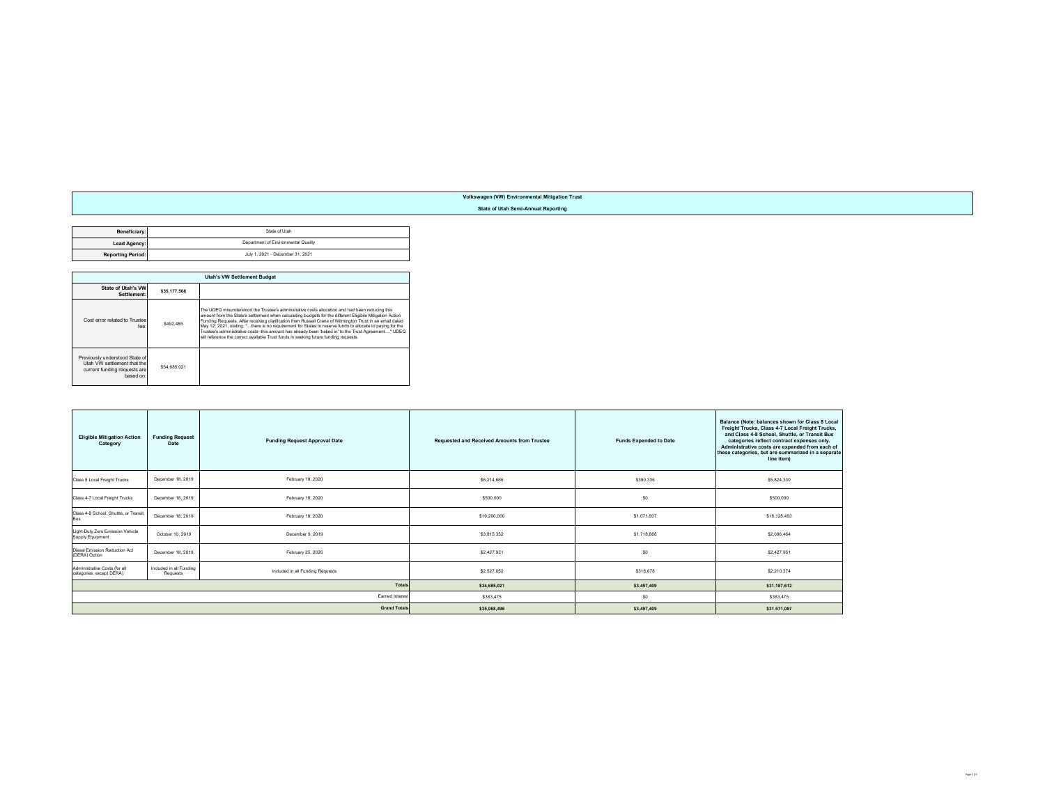# Volkswagen (VW) Environmental Mitigation Trust

## State of Utah Semi-Annual Reporting

| | |
|---|---|
| **Beneficiary:** | State of Utah |
| **Lead Agency:** | Department of Environmental Quality |
| **Reporting Period:** | July 1, 2021 - December 31, 2021 |

| Utah's VW Settlement Budget | | |
|---|---|---|
| **State of Utah's VW Settlement:** | **$35,177,506** | |
| Cost error related to Trustee fee: | $492,485 | The UDEQ misunderstood the Trustee's adminstrative costs allocation and had been reducing this amount from the State's settlement when calculating budgets for the different Eligible Mitigation Action Funding Requests. After receiving clarification from Russell Crane of Wilmington Trust in an email dated May 12, 2021, stating, "...there is no requirement for States to reserve funds to allocate to paying for the Trustee's administrative costs--this amount has already been 'baked in' to the Trust Agreement...," UDEQ will reference the correct available Trust funds in seeking future funding requests. |
| Previously understood State of Utah VW settlement that the current funding requests are based on: | $34,685,021 | |

| Eligible Mitigation Action Category | Funding Request Date | Funding Request Approval Date | Requested and Received Amounts from Trustee | Funds Expended to Date | Balance (Note: balances shown for Class 8 Local Freight Trucks, Class 4-7 Local Freight Trucks, and Class 4-8 School, Shuttle, or Transit Bus categories reflect contract expenses only. Administrative costs are expended from each of these categories, but are summarized in a separate line item) |
|---|---|---|---|---|---|
| Class 8 Local Freight Trucks | December 18, 2019 | February 18, 2020 | $6,214,666 | $390,336 | $5,824,330 |
| Class 4-7 Local Freight Trucks | December 18, 2019 | February 18, 2020 | $500,000 | $0 | $500,000 |
| Class 4-8 School, Shuttle, or Transit Bus | December 18, 2019 | February 18, 2020 | $19,200,000 | $1,071,507 | $18,128,493 |
| Light-Duty Zero Emission Vehicle Supply Equipment | October 10, 2019 | December 9, 2019 | $3,815,352 | $1,718,888 | $2,096,464 |
| Diesel Emission Reduction Act (DERA) Option | December 18, 2019 | February 25, 2020 | $2,427,951 | $0 | $2,427,951 |
| Administrative Costs (for all categories, except DERA) | Included in all Funding Requests | Included in all Funding Requests | $2,527,052 | $316,678 | $2,210,374 |
| | | **Totals** | **$34,685,021** | **$3,497,409** | **$31,187,612** |
| | | Earned Interest | $383,475 | $0 | $383,475 |
| | | **Grand Totals** | **$35,068,496** | **$3,497,409** | **$31,571,087** |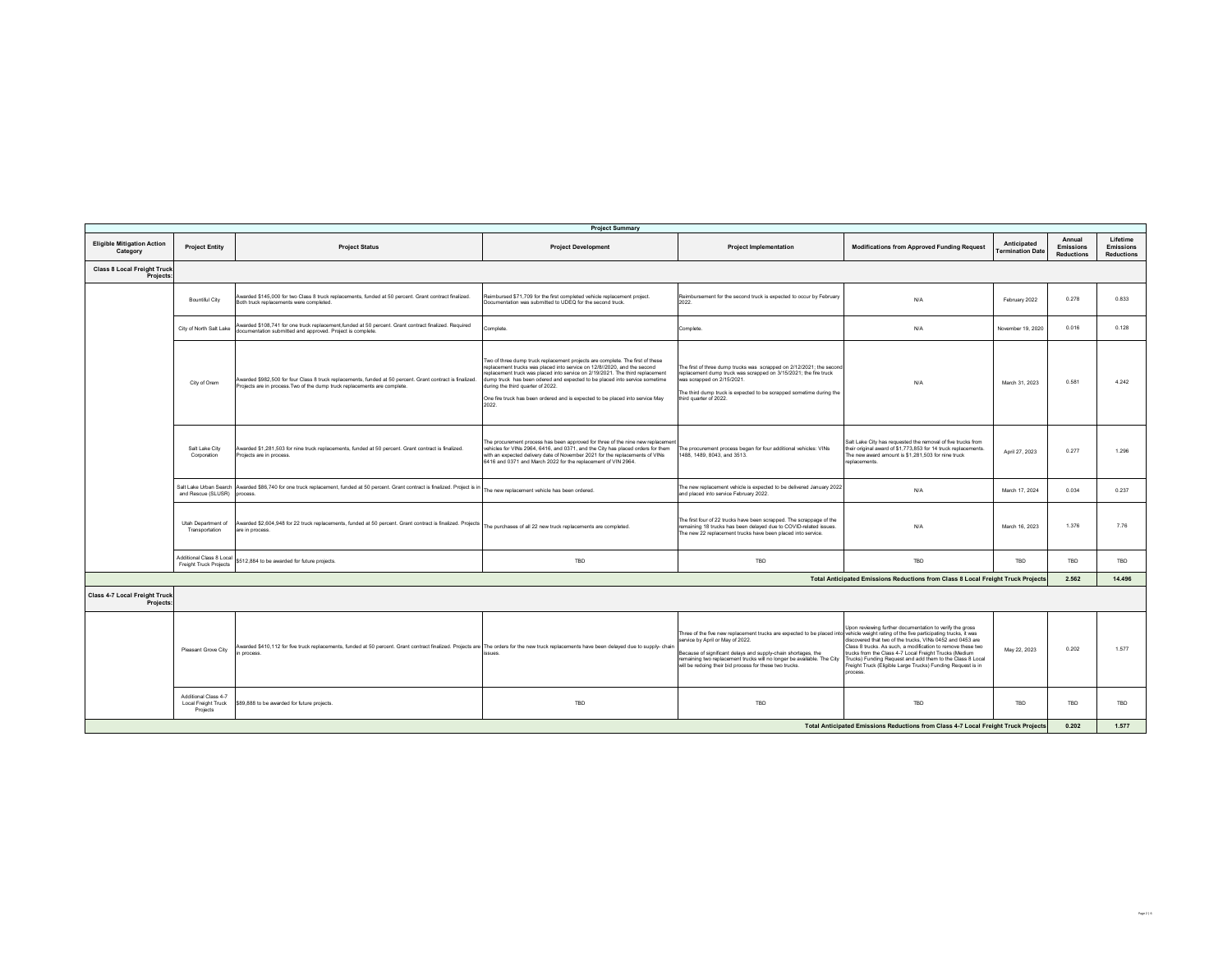| Project Summary | | | | | | | | |
|---|---|---|---|---|---|---|---|---|
| **Eligible Mitigation Action Category** | **Project Entity** | **Project Status** | **Project Development** | **Project Implementation** | **Modifications from Approved Funding Request** | **Anticipated Termination Date** | **Annual Emissions Reductions** | **Lifetime Emissions Reductions** |
| **Class 8 Local Freight Truck Projects:** | | | | | | | | |
| | Bountiful City | Awarded $145,000 for two Class 8 truck replacements, funded at 50 percent. Grant contract finalized. Both truck replacements were completed. | Reimbursed $71,709 for the first completed vehicle replacement project. Documentation was submitted to UDEQ for the second truck. | Reimbursement for the second truck is expected to occur by February 2022. | N/A | February 2022 | 0.278 | 0.833 |
| | City of North Salt Lake | Awarded $108,741 for one truck replacement,funded at 50 percent. Grant contract finalized. Required documentation submitted and approved. Project is complete. | Complete. | Complete. | N/A | November 19, 2020 | 0.016 | 0.128 |
| | City of Orem | Awarded $982,500 for four Class 8 truck replacements, funded at 50 percent. Grant contract is finalized. Projects are in process.Two of the dump truck replacements are complete. | Two of three dump truck replacement projects are complete. The first of these replacement trucks was placed into service on 12/8//2020, and the second replacement truck was placed into service on 2/19/2021. The third replacement dump truck has been odered and expected to be placed into service sometime during the third quarter of 2022.<br><br>One fire truck has been ordered and is expected to be placed into service May 2022. | The first of three dump trucks was scrapped on 2/12/2021; the second replacement dump truck was scrapped on 3/15/2021; the fire truck was scrapped on 2/15/2021.<br><br>The third dump truck is expected to be scrapped sometime during the third quarter of 2022. | N/A | March 31, 2023 | 0.581 | 4.242 |
| | Salt Lake City Corporation | Awarded $1,281,503 for nine truck replacements, funded at 50 percent. Grant contract is finalized. Projects are in process. | The procurement process has been approved for three of the nine new replacement vehicles for VINs 2964, 6416, and 0371, and the City has placed orders for them with an expected delivery date of November 2021 for the replacements of VINs 6416 and 0371 and March 2022 for the replacement of VIN 2964. | The procurement process began for four additional vehicles: VINs 1488, 1489, 8043, and 3513. | Salt Lake City has requested the removal of five trucks from their original award of $1,773,853 for 14 truck replacements. The new award amount is $1,281,503 for nine truck replacements. | April 27, 2023 | 0.277 | 1.296 |
| | Salt Lake Urban Search and Rescue (SLUSR) | Awarded $86,740 for one truck replacement, funded at 50 percent. Grant contract is finalized. Project is in process. | The new replacement vehicle has been ordered. | The new replacement vehicle is expected to be delivered January 2022 and placed into service February 2022. | N/A | March 17, 2024 | 0.034 | 0.237 |
| | Utah Department of Transportation | Awarded $2,604,948 for 22 truck replacements, funded at 50 percent. Grant contract is finalized. Projects are in process. | The purchases of all 22 new truck replacements are completed. | The first four of 22 trucks have been scrapped. The scrappage of the remaining 18 trucks has been delayed due to COVID-related issues. The new 22 replacement trucks have been placed into service. | N/A | March 16, 2023 | 1.376 | 7.76 |
| | Additional Class 8 Local Freight Truck Projects | $512,884 to be awarded for future projects. | TBD | TBD | TBD | TBD | TBD | TBD |
| | | | | | **Total Anticipated Emissions Reductions from Class 8 Local Freight Truck Projects** | | **2.562** | **14.496** |
| **Class 4-7 Local Freight Truck Projects:** | | | | | | | | |
| | Pleasant Grove City | Awarded $410,112 for five truck replacements, funded at 50 percent. Grant contract finalized. Projects are in process. | The orders for the new truck replacements have been delayed due to supply- chain issues. | Three of the five new replacement trucks are expected to be placed into service by April or May of 2022.<br><br>Because of significant delays and supply-chain shortages, the remaining two replacement trucks will no longer be available. The City will be redoing their bid process for these two trucks. | Upon reviewing further documentation to verify the gross vehicle weight rating of the five participating trucks, it was discovered that two of the trucks, VINs 0452 and 0453 are Class 8 trucks. As such, a modification to remove these two trucks from the Class 4-7 Local Freight Trucks (Medium Trucks) Funding Request and add them to the Class 8 Local Freight Truck (Eligible Large Trucks) Funding Request is in process. | May 22, 2023 | 0.202 | 1.577 |
| | Additional Class 4-7 Local Freight Truck Projects | $89,888 to be awarded for future projects. | TBD | TBD | TBD | TBD | TBD | TBD |
| | | | | | **Total Anticipated Emissions Reductions from Class 4-7 Local Freight Truck Projects** | | **0.202** | **1.577** |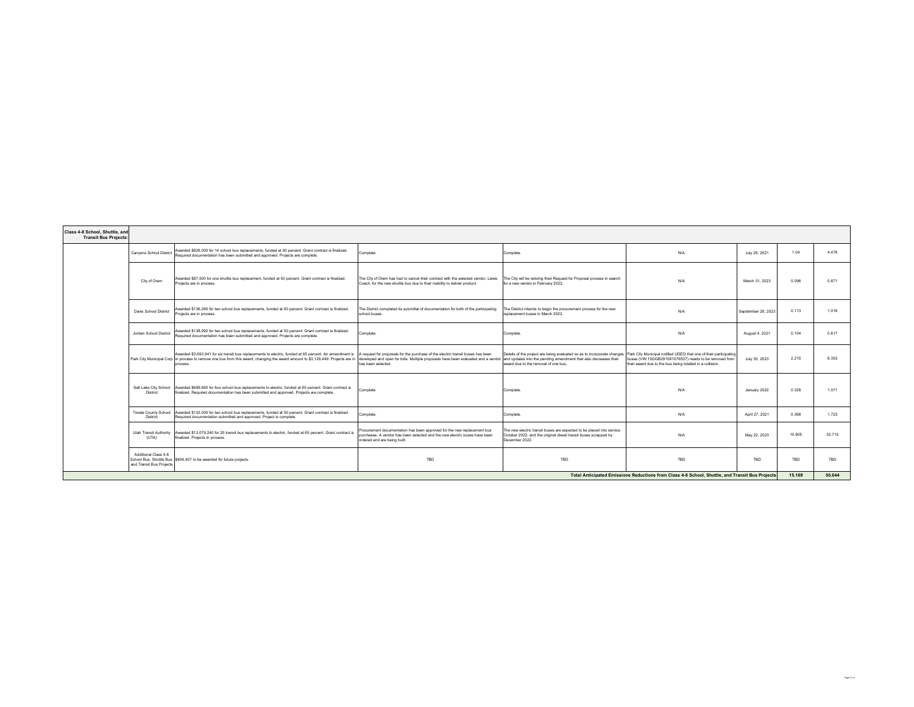| Class 4-8 School, Shuttle, and Transit Bus Projects: | | | | | | | | |
|---|---|---|---|---|---|---|---|---|
| | Canyons School District | Awarded $826,000 for 14 school bus replacements, funded at 50 percent. Grant contract is finalized. Required documentation has been submitted and approved. Projects are complete. | Complete. | Complete. | N/A | July 29, 2021 | 1.04 | 4.478 |
| | City of Orem | Awarded $87,500 for one shuttle bus replacement, funded at 50 percent. Grant contract is finalized. Projects are in process. | The City of Orem has had to cancel their contract with the selected vendor, Lewis Coach, for the new shuttle bus due to their inability to deliver product. | The City will be redoing their Request for Proposal process in search for a new vendor in February 2022. | N/A | March 31, 2023 | 0.096 | 0.671 |
| | Davis School District | Awarded $136,260 for two school bus replacements, funded at 50 percent. Grant contract is finalized. Projects are in process. | The District completed its submittal of documentation for both of the participating school buses. | The District intends to begin the procurement process for the new replacement buses in March 2022. | N/A | Septetmber 28, 2023 | 0.113 | 1.016 |
| | Jordan School District | Awarded $138,992 for two school bus replacements, funded at 50 percent. Grant contract is finalized. Required documentation has been submitted and approved. Projects are complete. | Complete. | Complete. | N/A | August 4, 2021 | 0.104 | 0.617 |
| | Park City Municipal Corp | Awarded $3,693,941 for six transit bus replacements to electric, funded at 65 percent. An amendment is in process to remove one bus from this award, changing the award amount to $3,129,449. Projects are in process. | A request for proposals for the purchase of the electric transit buses has been developed and open for bids. Multiple proposals have been evaluated and a vendor has been selected | Details of the project are being evaluated so as to incorporate changes and updates into the pending amendment that also decreases their award due to the removal of one bus. | Park City Municipal notified UDEQ that one of their participating buses (VIN 15GGB291061076507) needs to be removed from their award due to the bus being totalled in a collision. | July 30, 2023 | 2.215 | 8.353 |
| | Salt Lake City School District | Awarded $699,660 for four school bus replacements to electric, funded at 65 percent. Grant contract is finalized. Required documentation has been submitted and approved. Projects are complete. | Complete. | Complete. | N/A | January 2022 | 0.328 | 1.071 |
| | Tooele County School District | Awarded $132,000 for two school bus replacements, funded at 50 percent. Grant contract is finalized. Required documentation submitted and approved. Project is complete. | Complete. | Complete. | N/A | April 27, 2021 | 0.368 | 1.723 |
| | Utah Transit Authority (UTA) | Awarded $13,079,240 for 20 transit bus replacements to electric, funded at 65 percent. Grant contract is finalized. Projects in process. | Procurement documentation has been approved for the new replacement bus purchases. A vendor has been selected and the new electric buses have been ordered and are being built. | The new electric transit buses are expected to be placed into service October 2022, and the original diesel transit buses scrapped by December 2022. | N/A | May 22, 2023 | 10.905 | 32.715 |
| | Additional Class 4-8 School Bus, Shuttle Bus, and Transit Bus Projects | $406,407 to be awarded for future projects. | TBD | TBD | TBD | TBD | TBD | TBD |
| | | | | | Total Anticipated Emissions Reductions from Class 4-8 School, Shuttle, and Transit Bus Projects | | 15.169 | 50.644 |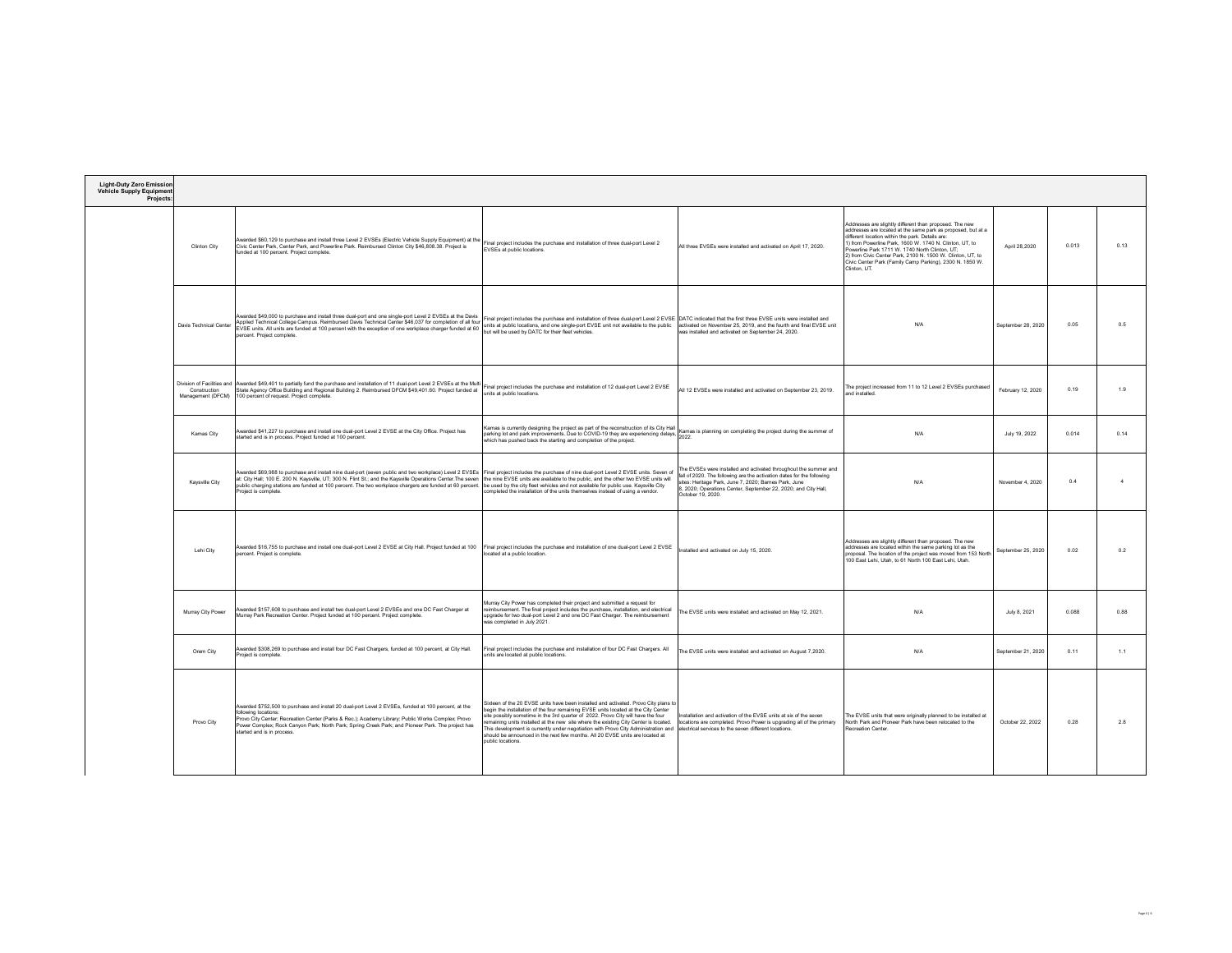| Light-Duty Zero Emission Vehicle Supply Equipment Projects: | | | | | | | | |
|---|---|---|---|---|---|---|---|---|
| | Clinton City | Awarded $60,129 to purchase and install three Level 2 EVSEs (Electric Vehicle Supply Equipment) at the Civic Center Park, Center Park, and Powerline Park. Reimbursed Clinton City $46,808.38. Project is funded at 100 percent. Project complete. | Final project includes the purchase and installation of three dual-port Level 2 EVSEs at public locations. | All three EVSEs were installed and activated on April 17, 2020. | Addresses are slightly different than proposed. The new addresses are located at the same park as proposed, but at a different location within the park. Details are: 1) from Powerline Park, 1600 W. 1740 N. Clinton, UT, to Powerline Park 1711 W. 1740 North Clinton, UT; 2) from Civic Center Park, 2100 N. 1500 W. Clinton, UT, to Civic Center Park (Family Camp Parking), 2300 N. 1850 W. Clinton, UT. | April 28,2020 | 0.013 | 0.13 |
| | Davis Technical Center | Awarded $49,000 to purchase and install three dual-port and one single-port Level 2 EVSEs at the Davis Applied Technical College Campus. Reimbursed Davis Technical Center $46,037 for completion of all four EVSE units. All units are funded at 100 percent with the exception of one workplace charger funded at 60 percent. Project complete. | Final project includes the purchase and installation of three dual-port Level 2 EVSE units at public locations, and one single-port EVSE unit not available to the public but will be used by DATC for their fleet vehicles. | DATC indicated that the first three EVSE units were installed and activated on November 25, 2019, and the fourth and final EVSE unit was installed and activated on September 24, 2020. | N/A | September 28, 2020 | 0.05 | 0.5 |
| | Division of Facilities and Construction Management (DFCM) | Awarded $49,401 to partially fund the purchase and installation of 11 dual-port Level 2 EVSEs at the Multi State Agency Office Building and Regional Building 2. Reimbursed DFCM $49,401.60. Project funded at 100 percent of request. Project complete. | Final project includes the purchase and installation of 12 dual-port Level 2 EVSE units at public locations. | All 12 EVSEs were installed and activated on September 23, 2019. | The project increased from 11 to 12 Level 2 EVSEs purchased and installed. | February 12, 2020 | 0.19 | 1.9 |
| | Kamas City | Awarded $41,227 to purchase and install one dual-port Level 2 EVSE at the City Office. Project has started and is in process. Project funded at 100 percent. | Kamas is currently designing the project as part of the reconstruction of its City Hall parking lot and park improvements. Due to COVID-19 they are experiencing delays, which has pushed back the starting and completion of the project. | Kamas is planning on completing the project during the summer of 2022. | N/A | July 19, 2022 | 0.014 | 0.14 |
| | Kaysville City | Awarded $69,988 to purchase and install nine dual-port (seven public and two workplace) Level 2 EVSEs at: City Hall; 100 E. 200 N. Kaysville, UT; 300 N. Flint St.; and the Kaysville Operations Center.The seven public charging stations are funded at 100 percent. The two workplace chargers are funded at 60 percent. Project is complete. | Final project includes the purchase of nine dual-port Level 2 EVSE units. Seven of the nine EVSE units are available to the public; and the other two EVSE units will be used by the city fleet vehicles and not available for public use. Kaysville City completed the installation of the units themselves instead of using a vendor. | The EVSEs were installed and activated throughout the summer and fall of 2020. The following are the activation dates for the following sites: Heritage Park, June 7, 2020; Barnes Park, June 8, 2020; Operations Center, September 22, 2020; and City Hall, October 19, 2020. | N/A | November 4, 2020 | 0.4 | 4 |
| | Lehi City | Awarded $16,755 to purchase and install one dual-port Level 2 EVSE at City Hall. Project funded at 100 percent. Project is complete. | Final project includes the purchase and installation of one dual-port Level 2 EVSE located at a public location. | Installed and activated on July 15, 2020. | Addresses are slightly different than proposed. The new addresses are located within the same parking lot as the proposal. The location of the project was moved from 153 North 100 East Lehi, Utah, to 61 North 100 East Lehi, Utah. | September 25, 2020 | 0.02 | 0.2 |
| | Murray City Power | Awarded $157,608 to purchase and install two dual-port Level 2 EVSEs and one DC Fast Charger at Murray Park Recreation Center. Project funded at 100 percent. Project complete. | Murray City Power has completed their project and submitted a request for reimbursement. The final project includes the purchase, installation, and electrical upgrade for two dual-port Level 2 and one DC Fast Charger. The reimbursement was completed in July 2021. | The EVSE units were installed and activated on May 12, 2021. | N/A | July 8, 2021 | 0.088 | 0.88 |
| | Orem City | Awarded $308,269 to purchase and install four DC Fast Chargers, funded at 100 percent, at City Hall. Project is complete. | Final project includes the purchase and installation of four DC Fast Chargers. All units are located at public locations. | The EVSE units were installed and activated on August 7,2020. | N/A | September 21, 2020 | 0.11 | 1.1 |
| | Provo City | Awarded $752,500 to purchase and install 20 dual-port Level 2 EVSEs, funded at 100 percent, at the following locations: Provo City Center; Recreation Center (Parks & Rec.); Academy Library; Public Works Complex; Provo Power Complex; Rock Canyon Park; North Park; Spring Creek Park; and Pioneer Park. The project has started and is in process. | Sixteen of the 20 EVSE units have been installed and activated. Provo City plans to begin the installation of the four remaining EVSE units located at the City Center site possibly sometime in the 3rd quarter of 2022. Provo City will have the four remaining units installed at the new site where the existing City Center is located. This development is currently under negotiation with Provo City Administration and should be announced in the next few months. All 20 EVSE units are located at public locations. | Installation and activation of the EVSE units at six of the seven locations are completed. Provo Power is upgrading all of the primary electrical services to the seven different locations. | The EVSE units that were originally planned to be installed at North Park and Pioneer Park have been relocated to the Recreation Center. | October 22, 2022 | 0.28 | 2.8 |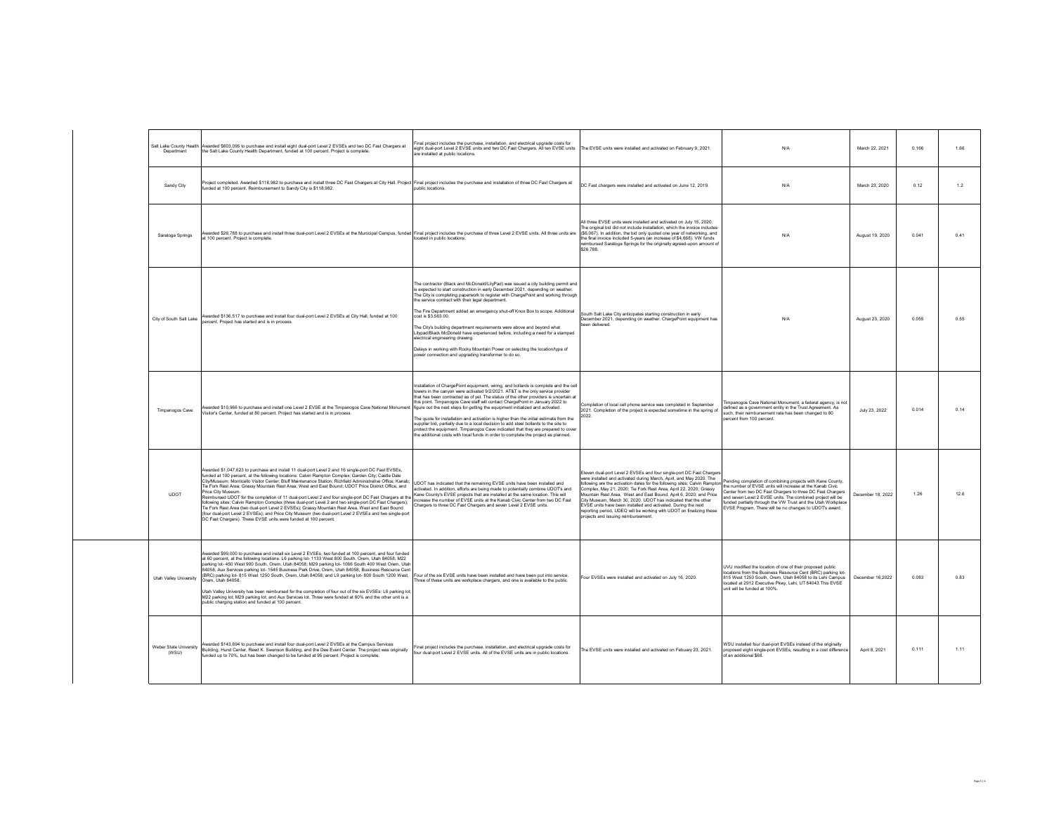| Salt Lake County Health Department | Awarded $603,095 to purchase and install eight dual-port Level 2 EVSEs and two DC Fast Chargers at the Salt Lake County Health Department, funded at 100 percent. Project is complete. | Final project includes the purchase, installation, and electrical upgrade costs for eight dual-port Level 2 EVSE units and two DC Fast Chargers. All ten EVSE units are installed at public locations. | The EVSE units were installed and activated on February 9, 2021. | N/A | March 22, 2021 | 0.166 | 1.66 |
|---|---|---|---|---|---|---|---|
| Sandy City | Project completed. Awarded $118,982 to purchase and install three DC Fast Chargers at City Hall. Project funded at 100 percent. Reimbursement to Sandy City is $118,982. | Final project includes the purchase and installation of three DC Fast Chargers at public locations. | DC Fast chargers were installed and activated on June 12, 2019. | N/A | March 23, 2020 | 0.12 | 1.2 |
| Saratoga Springs | Awarded $26,788 to purchase and install three dual-port Level 2 EVSEs at the Municipal Campus, funded at 100 percent. Project is complete. | Final project includes the purchase of three Level 2 EVSE units. All three units are located in public locations. | All three EVSE units were installed and activated on July 15, 2020. The original bid did not include installation, which the invoice includes ($6,067). In addition, the bid only quoted one year of networking, and the final invoice included 5-years (an increase of $4,668). VW funds reimbursed Saratoga Springs for the originally agreed-upon amount of $26,788. | N/A | August 19, 2020 | 0.041 | 0.41 |
| City of South Salt Lake | Awarded $136,517 to purchase and install four dual-port Level 2 EVSEs at City Hall, funded at 100 percent. Project has started and is in process. | The contractor (Black and McDonald/LilyPad) was issued a city building permit and is expected to start construction in early December 2021, depending on weather. The City is completing paperwork to register with ChargePoint and working through the service contract with their legal department.<br><br>The Fire Department added an emergency shut-off Knox Box to scope. Additional cost is $3,563.00.<br><br>The City's building department requirements were above and beyond what Lilypad/Black McDonald have experienced before, including a need for a stamped electrical engineering drawing.<br><br>Delays in working with Rocky Mountain Power on selecting the location/type of power connection and upgrading transformer to do so. | South Salt Lake City anticipates starting construction in early December 2021, depending on weather. ChargePoint equipment has been delivered. | N/A | August 23, 2020 | 0.055 | 0.55 |
| Timpanogos Cave | Awarded $10,966 to purchase and install one Level 2 EVSE at the Timpanogos Cave National Monument Visitor's Center, funded at 80 percent. Project has started and is in process. | Installation of ChargePoint equipment, wiring, and bollards is complete and the cell towers in the canyon were activated 9/2/2021. AT&T is the only service provider that has been contracted as of yet. The status of the other providers is uncertain at this point. Timpanogos Cave staff will contact ChargePoint in January 2022 to figure out the next steps for getting the equipment initialized and activated.<br><br>The quote for installation and activation is higher than the initial estimate from the supplier bid, partially due to a local decision to add steel bollards to the site to protect the equipment. Timpanogos Cave indicated that they are prepared to cover the additional costs with local funds in order to complete the project as planned. | Completion of local cell phone service was completed in September 2021. Completion of the project is expected sometime in the spring of 2022. | Timpanogos Cave National Monument, a federal agency, is not defined as a government entity in the Trust Agreement. As such, their reimbursement rate has been changed to 80 percent from 100 percent. | July 23, 2022 | 0.014 | 0.14 |
| UDOT | Awarded $1,047,623 to purchase and install 11 dual-port Level 2 and 16 single-port DC Fast EVSEs, funded at 100 percent, at the following locations: Calvin Rampton Complex; Garden City; Castle Dale City/Museum; Monticello Visitor Center; Bluff Maintenance Station; Richfield Administrative Office; Kanab; Tie Fork Rest Area; Grassy Mountain Rest Area, West and East Bound; UDOT Price District Office, and Price City Museum.<br>Reimbursed UDOT for the completion of 11 dual-port Level 2 and four single-port DC Fast Chargers at the following sites: Calvin Rampton Complex (three dual-port Level 2 and two single-port DC Fast Chargers); Tie Fork Rest Area (two dual-port Level 2 EVSEs); Grassy Mountain Rest Area, West and East Bound (four dual-port Level 2 EVSEs); and Price City Museum (two dual-port Level 2 EVSEs and two single-port DC Fast Chargers). These EVSE units were funded at 100 percent. | UDOT has indicated that the remaining EVSE units have been installed and activated. In addition, efforts are being made to potentially combine UDOT's and Kane County's EVSE projects that are installed at the same location. This will increase the number of EVSE units at the Kanab Civic Center from two DC Fast Chargers to three DC Fast Chargers and seven Level 2 EVSE units. | Eleven dual-port Level 2 EVSEs and four single-port DC Fast Chargers were installed and activated during March, April, and May 2020. The following are the activation dates for the following sites: Calvin Rampton Complex, May 21, 2020; Tie Fork Rest Area, April 22, 2020; Grassy Mountain Rest Area, West and East Bound, April 6, 2020; and Price City Museum, March 30, 2020. UDOT has indicated that the other EVSE units have been installed and activated. During the next reporting period, UDEQ will be working with UDOT on finalizing these projects and issuing reimbursement. | Pending completion of combining projects with Kane County, the number of EVSE units will increase at the Kanab Civic Center from two DC Fast Chargers to three DC Fast Chargers and seven Level 2 EVSE units. The combined project will be funded partially through the VW Trust and the Utah Workplace EVSE Program. There will be no changes to UDOT's award. | December 18, 2022 | 1.26 | 12.6 |
| Utah Valley University | Awarded $99,000 to purchase and install six Level 2 EVSEs, two funded at 100 percent, and four funded at 60 percent, at the following locations: L6 parking lot- 1133 West 800 South, Orem, Utah 84058; M22 parking lot- 450 West 900 South, Orem, Utah 84058; M29 parking lot- 1066 South 400 West Orem, Utah 84058; Aux Services parking lot- 1545 Business Park Drive, Orem, Utah 84058; Business Resource Cent (BRC) parking lot- 815 West 1250 South, Orem, Utah 84058; and L9 parking lot- 800 South 1200 West, Orem, Utah 84058.<br><br>Utah Valley University has been reimbursed for the completion of four out of the six EVSEs: L6 parking lot; M22 parking lot; M29 parking lot; and Aux Services lot. Three were funded at 60% and the other unit is a public charging station and funded at 100 percent. | Four of the six EVSE units have been installed and have been put into service. Three of these units are workplace chargers, and one is available to the public. | Four EVSEs were installed and activated on July 16, 2020. | UVU modified the location of one of their proposed public locations from the Business Resource Cent (BRC) parking lot- 815 West 1250 South, Orem, Utah 84058 to its Lehi Campus located at 2912 Executive Pkwy, Lehi, UT 84043.This EVSE unit will be funded at 100%. | December 16,2022 | 0.083 | 0.83 |
| Weber State University (WSU) | Awarded $143,694 to purchase and install four dual-port Level 2 EVSEs at the Campus Services Building, Hurst Center, Reed K. Swenson Building, and the Dee Event Center. The project was originally funded up to 70%, but has been changed to be funded at 95 percent. Project is complete. | Final project includes the purchase, installation, and electrical upgrade costs for four dual-port Level 2 EVSE units. All of the EVSE units are in public locations. | The EVSE units were installed and activated on Febuary 23, 2021. | WSU installed four dual-port EVSEs instead of the originally proposed eight single-port EVSEs, resulting in a cost difference of an additional $68. | April 8, 2021 | 0.111 | 1.11 |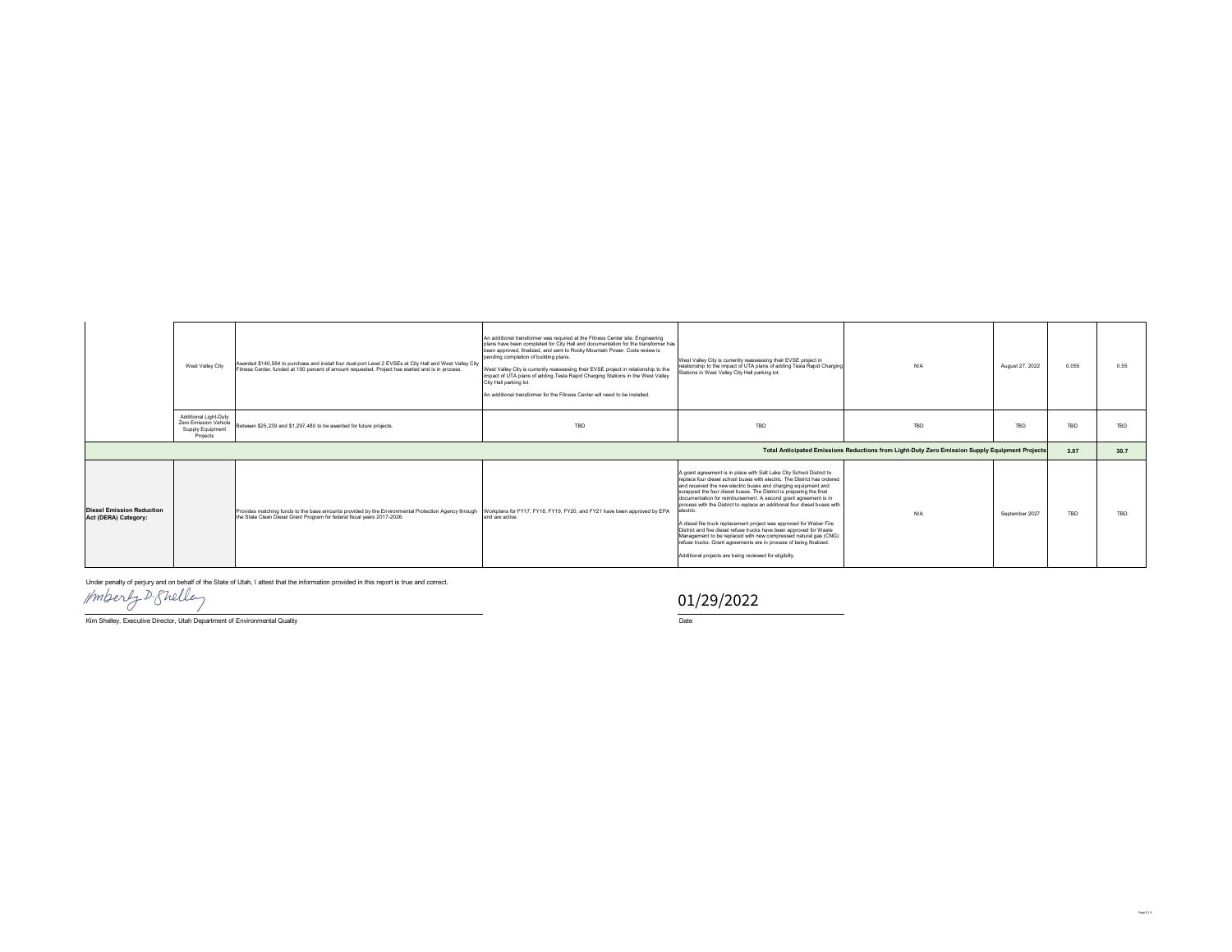| | | | | | | | | |
|---|---|---|---|---|---|---|---|---|
| | West Valley City | Awarded $140,564 to purchase and install four dual-port Level 2 EVSEs at City Hall and West Valley City Fitness Center, funded at 100 percent of amount requested. Project has started and is in process. | An additional transformer was required at the Fitness Center site. Engineering plans have been completed for City Hall and documentation for the transformer has been approved, finalized, and sent to Rocky Mountain Power. Code review is pending completion of building plans.<br><br>West Valley City is currently reassessing their EVSE project in relationship to the impact of UTA plans of adding Tesla Rapid Charging Stations in the West Valley City Hall parking lot.<br><br>An additional transformer for the Fitness Center will need to be installed. | West Valley City is currently reassessing their EVSE project in relationship to the impact of UTA plans of adding Tesla Rapid Charging Stations in West Valley City Hall parking lot. | N/A | August 27, 2022 | 0.055 | 0.55 |
| | Additional Light-Duty Zero Emission Vehicle Supply Equipment Projects | Between $25,239 and $1,297,480 to be awarded for future projects. | TBD | TBD | TBD | TBD | TBD | TBD |
| **Total Anticipated Emissions Reductions from Light-Duty Zero Emission Supply Equipment Projects** | | | | | | | **3.07** | **30.7** |
| **Diesel Emission Reduction Act (DERA) Category:** | | Provides matching funds to the base amounts provided by the Environmental Protection Agency through the State Clean Diesel Grant Program for federal fiscal years 2017-2026. | Workplans for FY17, FY18, FY19, FY20, and FY21 have been approved by EPA and are active. | A grant agreement is in place with Salt Lake City School District to replace four diesel school buses with electric. The District has ordered and received the new electric buses and charging equipment and scrapped the four diesel buses. The District is preparing the final documentation for reimbursement. A second grant agreement is in process with the District to replace an additional four diesel buses with electric.<br><br>A diesel fire truck replacement project was approved for Weber Fire District and five diesel refuse trucks have been approved for Waste Management to be replaced with new compressed natural gas (CNG) refuse trucks. Grant agreements are in process of being finalized.<br><br>Additional projects are being reviewed for eligibility. | N/A | September 2027 | TBD | TBD |

Under penalty of perjury and on behalf of the State of Utah, I attest that the information provided in this report is true and correct.

Kimberly D. Shelley

Kim Shelley, Executive Director, Utah Department of Environmental Quality

01/29/2022

Date